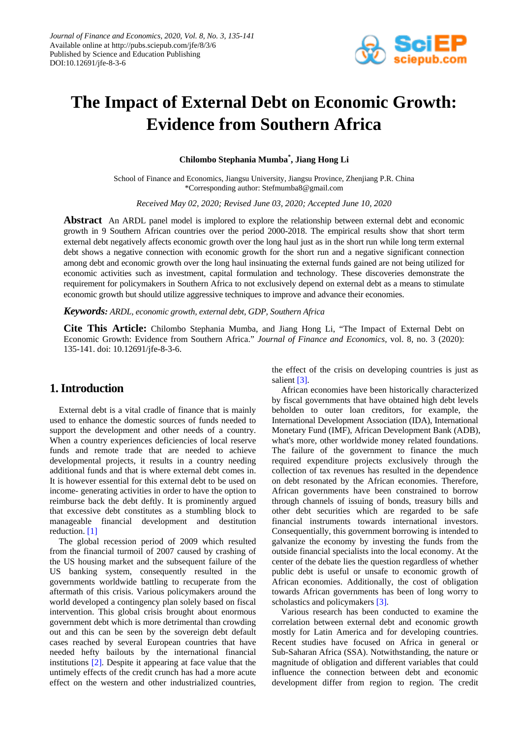# The Impact of External Debt on Economic Growth: Evidence from Southern Africa

**Chilombo Stephania Mumba[*], Jiang Hong Li**

School of Finance and Economics, Jiangsu University, Jiangsu Province, Zhenjiang P.R. China
*Corresponding author: Stefmumba8@gmail.com

*Received May 02, 2020; Revised June 03, 2020; Accepted June 10, 2020*

**Abstract** An ARDL panel model is implored to explore the relationship between external debt and economic growth in 9 Southern African countries over the period 2000-2018. The empirical results show that short term external debt negatively affects economic growth over the long haul just as in the short run while long term external debt shows a negative connection with economic growth for the short run and a negative significant connection among debt and economic growth over the long haul insinuating the external funds gained are not being utilized for economic activities such as investment, capital formulation and technology. These discoveries demonstrate the requirement for policymakers in Southern Africa to not exclusively depend on external debt as a means to stimulate economic growth but should utilize aggressive techniques to improve and advance their economies.

***Keywords:*** *ARDL, economic growth, external debt, GDP, Southern Africa*

**Cite This Article:** Chilombo Stephania Mumba, and Jiang Hong Li, "The Impact of External Debt on Economic Growth: Evidence from Southern Africa." *Journal of Finance and Economics*, vol. 8, no. 3 (2020): 135-141. doi: 10.12691/jfe-8-3-6.

## 1. Introduction

External debt is a vital cradle of finance that is mainly used to enhance the domestic sources of funds needed to support the development and other needs of a country. When a country experiences deficiencies of local reserve funds and remote trade that are needed to achieve developmental projects, it results in a country needing additional funds and that is where external debt comes in. It is however essential for this external debt to be used on income- generating activities in order to have the option to reimburse back the debt deftly. It is prominently argued that excessive debt constitutes as a stumbling block to manageable financial development and destitution reduction. [1]

The global recession period of 2009 which resulted from the financial turmoil of 2007 caused by crashing of the US housing market and the subsequent failure of the US banking system, consequently resulted in the governments worldwide battling to recuperate from the aftermath of this crisis. Various policymakers around the world developed a contingency plan solely based on fiscal intervention. This global crisis brought about enormous government debt which is more detrimental than crowding out and this can be seen by the sovereign debt default cases reached by several European countries that have needed hefty bailouts by the international financial institutions [2]. Despite it appearing at face value that the untimely effects of the credit crunch has had a more acute effect on the western and other industrialized countries, the effect of the crisis on developing countries is just as salient [3].

African economies have been historically characterized by fiscal governments that have obtained high debt levels beholden to outer loan creditors, for example, the International Development Association (IDA), International Monetary Fund (IMF), African Development Bank (ADB), what's more, other worldwide money related foundations. The failure of the government to finance the much required expenditure projects exclusively through the collection of tax revenues has resulted in the dependence on debt resonated by the African economies. Therefore, African governments have been constrained to borrow through channels of issuing of bonds, treasury bills and other debt securities which are regarded to be safe financial instruments towards international investors. Consequentially, this government borrowing is intended to galvanize the economy by investing the funds from the outside financial specialists into the local economy. At the center of the debate lies the question regardless of whether public debt is useful or unsafe to economic growth of African economies. Additionally, the cost of obligation towards African governments has been of long worry to scholastics and policymakers [3].

Various research has been conducted to examine the correlation between external debt and economic growth mostly for Latin America and for developing countries. Recent studies have focused on Africa in general or Sub-Saharan Africa (SSA). Notwithstanding, the nature or magnitude of obligation and different variables that could influence the connection between debt and economic development differ from region to region. The credit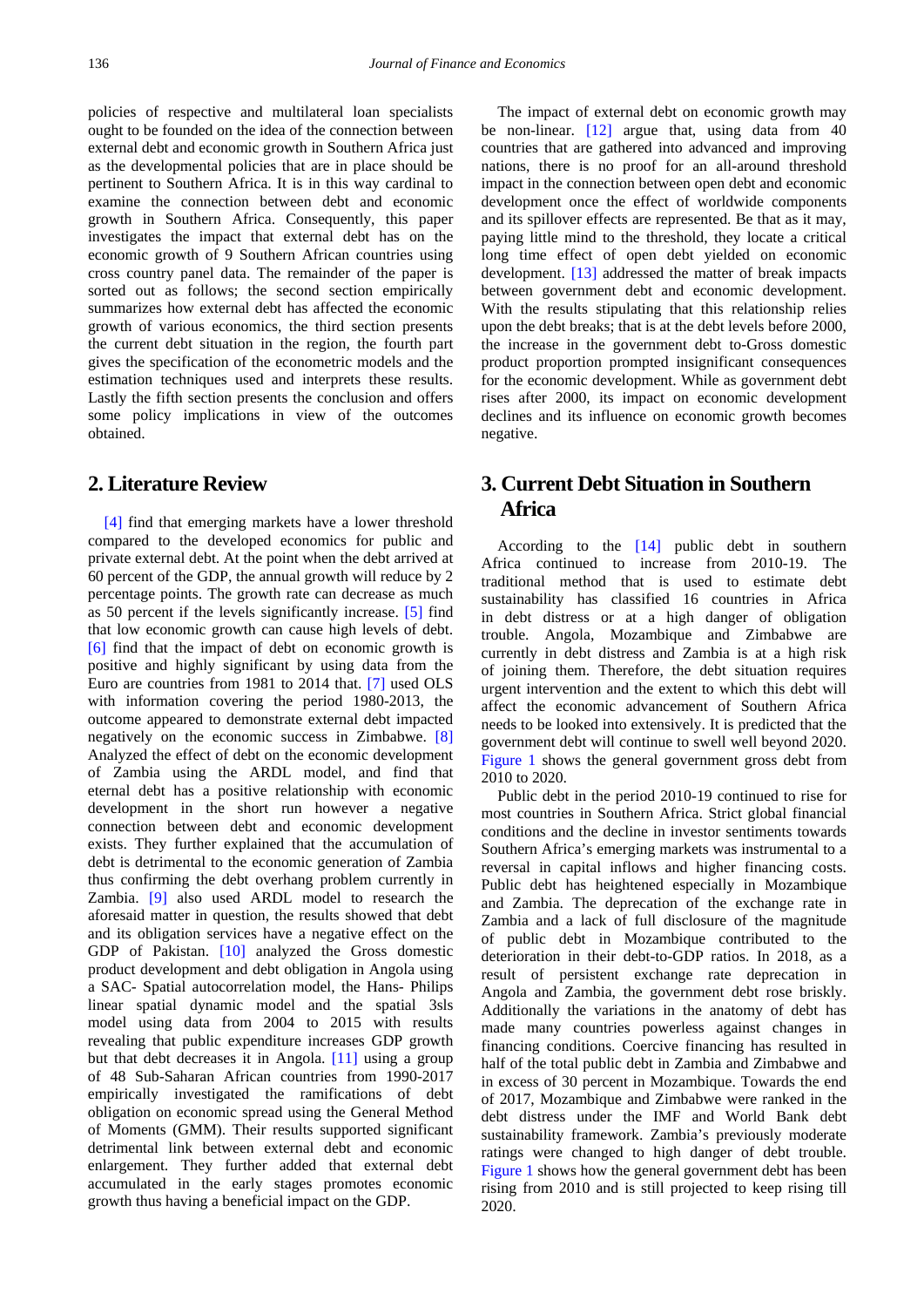policies of respective and multilateral loan specialists ought to be founded on the idea of the connection between external debt and economic growth in Southern Africa just as the developmental policies that are in place should be pertinent to Southern Africa. It is in this way cardinal to examine the connection between debt and economic growth in Southern Africa. Consequently, this paper investigates the impact that external debt has on the economic growth of 9 Southern African countries using cross country panel data. The remainder of the paper is sorted out as follows; the second section empirically summarizes how external debt has affected the economic growth of various economics, the third section presents the current debt situation in the region, the fourth part gives the specification of the econometric models and the estimation techniques used and interprets these results. Lastly the fifth section presents the conclusion and offers some policy implications in view of the outcomes obtained.

## 2. Literature Review

[4] find that emerging markets have a lower threshold compared to the developed economics for public and private external debt. At the point when the debt arrived at 60 percent of the GDP, the annual growth will reduce by 2 percentage points. The growth rate can decrease as much as 50 percent if the levels significantly increase. [5] find that low economic growth can cause high levels of debt. [6] find that the impact of debt on economic growth is positive and highly significant by using data from the Euro are countries from 1981 to 2014 that. [7] used OLS with information covering the period 1980-2013, the outcome appeared to demonstrate external debt impacted negatively on the economic success in Zimbabwe. [8] Analyzed the effect of debt on the economic development of Zambia using the ARDL model, and find that eternal debt has a positive relationship with economic development in the short run however a negative connection between debt and economic development exists. They further explained that the accumulation of debt is detrimental to the economic generation of Zambia thus confirming the debt overhang problem currently in Zambia. [9] also used ARDL model to research the aforesaid matter in question, the results showed that debt and its obligation services have a negative effect on the GDP of Pakistan. [10] analyzed the Gross domestic product development and debt obligation in Angola using a SAC- Spatial autocorrelation model, the Hans- Philips linear spatial dynamic model and the spatial 3sls model using data from 2004 to 2015 with results revealing that public expenditure increases GDP growth but that debt decreases it in Angola. [11] using a group of 48 Sub-Saharan African countries from 1990-2017 empirically investigated the ramifications of debt obligation on economic spread using the General Method of Moments (GMM). Their results supported significant detrimental link between external debt and economic enlargement. They further added that external debt accumulated in the early stages promotes economic growth thus having a beneficial impact on the GDP.

The impact of external debt on economic growth may be non-linear. [12] argue that, using data from 40 countries that are gathered into advanced and improving nations, there is no proof for an all-around threshold impact in the connection between open debt and economic development once the effect of worldwide components and its spillover effects are represented. Be that as it may, paying little mind to the threshold, they locate a critical long time effect of open debt yielded on economic development. [13] addressed the matter of break impacts between government debt and economic development. With the results stipulating that this relationship relies upon the debt breaks; that is at the debt levels before 2000, the increase in the government debt to-Gross domestic product proportion prompted insignificant consequences for the economic development. While as government debt rises after 2000, its impact on economic development declines and its influence on economic growth becomes negative.

## 3. Current Debt Situation in Southern Africa

According to the [14] public debt in southern Africa continued to increase from 2010-19. The traditional method that is used to estimate debt sustainability has classified 16 countries in Africa in debt distress or at a high danger of obligation trouble. Angola, Mozambique and Zimbabwe are currently in debt distress and Zambia is at a high risk of joining them. Therefore, the debt situation requires urgent intervention and the extent to which this debt will affect the economic advancement of Southern Africa needs to be looked into extensively. It is predicted that the government debt will continue to swell well beyond 2020. Figure 1 shows the general government gross debt from 2010 to 2020.

Public debt in the period 2010-19 continued to rise for most countries in Southern Africa. Strict global financial conditions and the decline in investor sentiments towards Southern Africa's emerging markets was instrumental to a reversal in capital inflows and higher financing costs. Public debt has heightened especially in Mozambique and Zambia. The deprecation of the exchange rate in Zambia and a lack of full disclosure of the magnitude of public debt in Mozambique contributed to the deterioration in their debt-to-GDP ratios. In 2018, as a result of persistent exchange rate deprecation in Angola and Zambia, the government debt rose briskly. Additionally the variations in the anatomy of debt has made many countries powerless against changes in financing conditions. Coercive financing has resulted in half of the total public debt in Zambia and Zimbabwe and in excess of 30 percent in Mozambique. Towards the end of 2017, Mozambique and Zimbabwe were ranked in the debt distress under the IMF and World Bank debt sustainability framework. Zambia's previously moderate ratings were changed to high danger of debt trouble. Figure 1 shows how the general government debt has been rising from 2010 and is still projected to keep rising till 2020.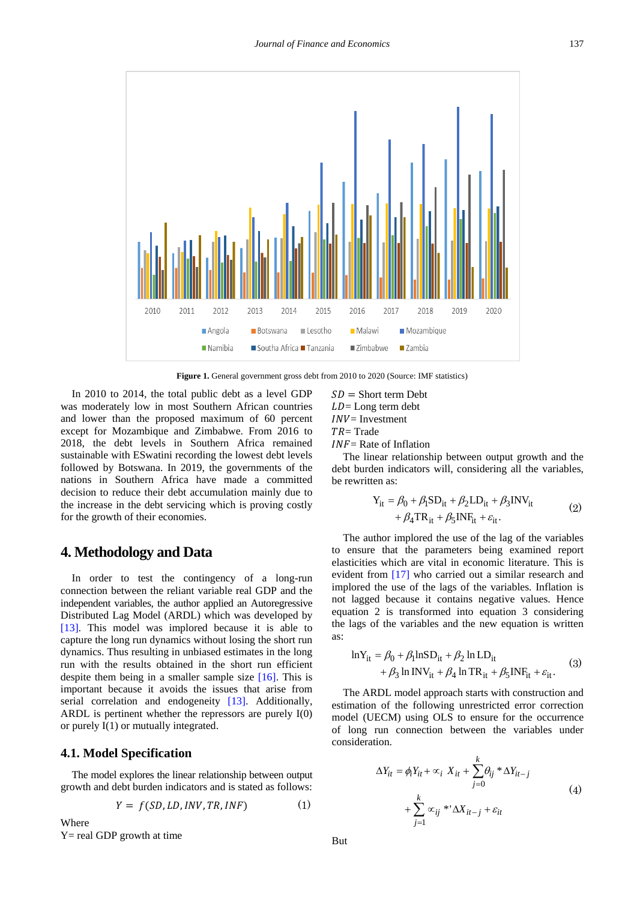Figure 1. General government gross debt from 2010 to 2020 (Source: IMF statistics)

In 2010 to 2014, the total public debt as a level GDP was moderately low in most Southern African countries and lower than the proposed maximum of 60 percent except for Mozambique and Zimbabwe. From 2016 to 2018, the debt levels in Southern Africa remained sustainable with ESwatini recording the lowest debt levels followed by Botswana. In 2019, the governments of the nations in Southern Africa have made a committed decision to reduce their debt accumulation mainly due to the increase in the debt servicing which is proving costly for the growth of their economies.

## 4. Methodology and Data

In order to test the contingency of a long-run connection between the reliant variable real GDP and the independent variables, the author applied an Autoregressive Distributed Lag Model (ARDL) which was developed by [13]. This model was implored because it is able to capture the long run dynamics without losing the short run dynamics. Thus resulting in unbiased estimates in the long run with the results obtained in the short run efficient despite them being in a smaller sample size [16]. This is important because it avoids the issues that arise from serial correlation and endogeneity [13]. Additionally, ARDL is pertinent whether the repressors are purely I(0) or purely I(1) or mutually integrated.

### 4.1. Model Specification

The model explores the linear relationship between output growth and debt burden indicators and is stated as follows:

$$Y = f(SD, LD, INV, TR, INF) \tag{1}$$

Where

Y= real GDP growth at time

$SD$ = Short term Debt

$LD$= Long term debt

$INV$= Investment

$TR$= Trade

$INF$= Rate of Inflation

The linear relationship between output growth and the debt burden indicators will, considering all the variables, be rewritten as:

$$\begin{aligned} \mathrm{Y_{it}} &= \beta_0 + \beta_1 \mathrm{SD_{it}} + \beta_2 \mathrm{LD_{it}} + \beta_3 \mathrm{INV_{it}} \\ &+ \beta_4 \mathrm{TR_{it}} + \beta_5 \mathrm{INF_{it}} + \varepsilon_{\mathrm{it}}. \end{aligned} \tag{2}$$

The author implored the use of the lag of the variables to ensure that the parameters being examined report elasticities which are vital in economic literature. This is evident from [17] who carried out a similar research and implored the use of the lags of the variables. Inflation is not lagged because it contains negative values. Hence equation 2 is transformed into equation 3 considering the lags of the variables and the new equation is written as:

$$\begin{aligned} \mathrm{lnY_{it}} &= \beta_0 + \beta_1 \mathrm{lnSD_{it}} + \beta_2 \ln \mathrm{LD_{it}} \\ &+ \beta_3 \ln \mathrm{INV_{it}} + \beta_4 \ln \mathrm{TR_{it}} + \beta_5 \mathrm{INF_{it}} + \varepsilon_{\mathrm{it}}. \end{aligned} \tag{3}$$

The ARDL model approach starts with construction and estimation of the following unrestricted error correction model (UECM) using OLS to ensure for the occurrence of long run connection between the variables under consideration.

$$\begin{aligned} \Delta Y_{it} &= \phi_i Y_{it} + \propto_i X_{it} + \sum_{j=0}^{k} \theta_{ij} * \Delta Y_{it-j} \\ &+ \sum_{j=1}^{k} \propto_{ij} *' \Delta X_{it-j} + \varepsilon_{it} \end{aligned} \tag{4}$$

But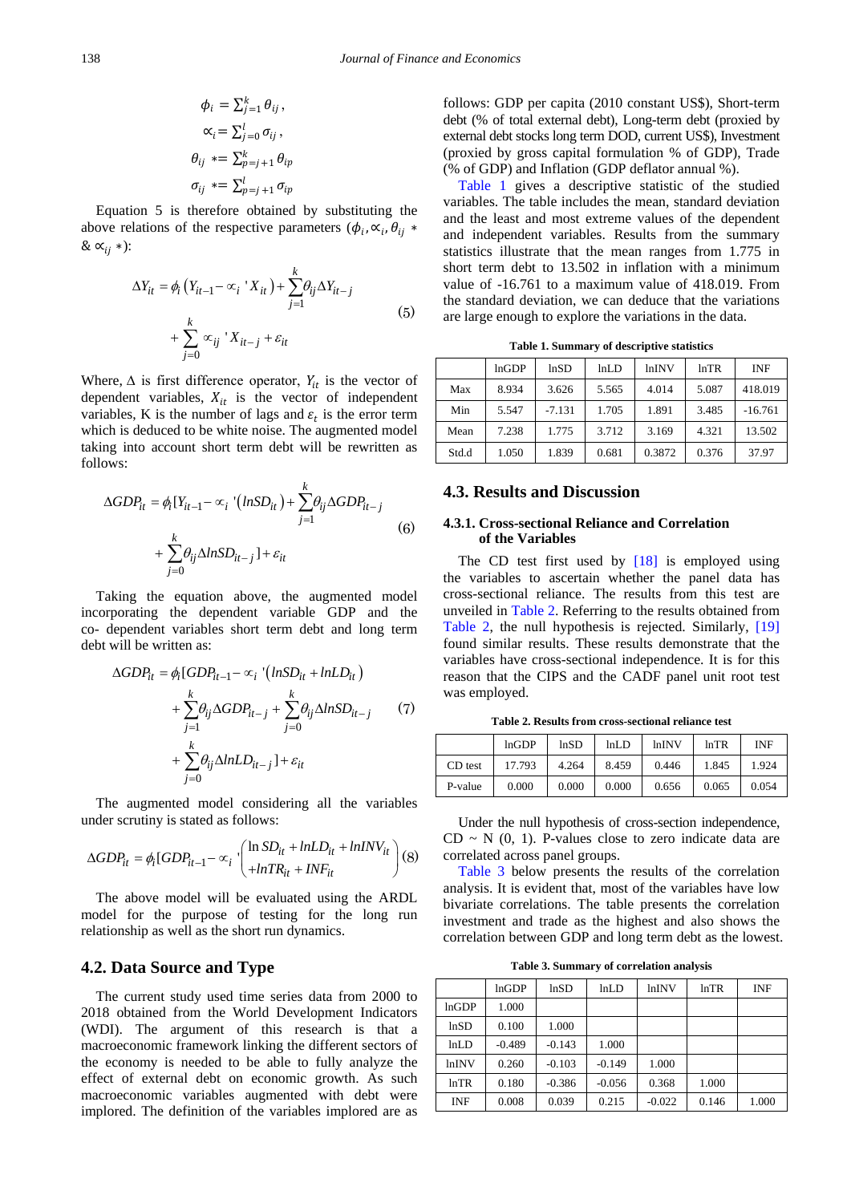$$\phi_i = \sum_{j=1}^{k} \theta_{ij},$$

$$\propto_i = \sum_{j=0}^{l} \sigma_{ij},$$

$$\theta_{ij} * = \sum_{p=j+1}^{k} \theta_{ip}$$

$$\sigma_{ij} * = \sum_{p=j+1}^{l} \sigma_{ip}$$

Equation 5 is therefore obtained by substituting the above relations of the respective parameters ($\phi_i, \propto_i, \theta_{ij} *$ & $\propto_{ij} *$):

$$\Delta Y_{it} = \phi_i \left( Y_{it-1} - \propto_i {}' X_{it} \right) + \sum_{j=1}^{k} \theta_{ij} \Delta Y_{it-j} + \sum_{j=0}^{k} \propto_{ij} {}' X_{it-j} + \varepsilon_{it} \quad (5)$$

Where, $\Delta$ is first difference operator, $Y_{it}$ is the vector of dependent variables, $X_{it}$ is the vector of independent variables, K is the number of lags and $\varepsilon_t$ is the error term which is deduced to be white noise. The augmented model taking into account short term debt will be rewritten as follows:

$$\Delta GDP_{it} = \phi_i [Y_{it-1} - \propto_i {}' \left( lnSD_{it} \right) + \sum_{j=1}^{k} \theta_{ij} \Delta GDP_{it-j} + \sum_{j=0}^{k} \theta_{ij} \Delta lnSD_{it-j} ] + \varepsilon_{it} \quad (6)$$

Taking the equation above, the augmented model incorporating the dependent variable GDP and the co- dependent variables short term debt and long term debt will be written as:

$$\Delta GDP_{it} = \phi_i [GDP_{it-1} - \propto_i {}' \left( lnSD_{it} + lnLD_{it} \right) + \sum_{j=1}^{k} \theta_{ij} \Delta GDP_{it-j} + \sum_{j=0}^{k} \theta_{ij} \Delta lnSD_{it-j} + \sum_{j=0}^{k} \theta_{ij} \Delta lnLD_{it-j} ] + \varepsilon_{it} \quad (7)$$

The augmented model considering all the variables under scrutiny is stated as follows:

$$\Delta GDP_{it} = \phi_i [GDP_{it-1} - \propto_i {}' \begin{pmatrix} \ln SD_{it} + lnLD_{it} + lnINV_{it} \\ + lnTR_{it} + INF_{it} \end{pmatrix} \quad (8)$$

The above model will be evaluated using the ARDL model for the purpose of testing for the long run relationship as well as the short run dynamics.

## 4.2. Data Source and Type

The current study used time series data from 2000 to 2018 obtained from the World Development Indicators (WDI). The argument of this research is that a macroeconomic framework linking the different sectors of the economy is needed to be able to fully analyze the effect of external debt on economic growth. As such macroeconomic variables augmented with debt were implored. The definition of the variables implored are as follows: GDP per capita (2010 constant US$), Short-term debt (% of total external debt), Long-term debt (proxied by external debt stocks long term DOD, current US$), Investment (proxied by gross capital formulation % of GDP), Trade (% of GDP) and Inflation (GDP deflator annual %).

Table 1 gives a descriptive statistic of the studied variables. The table includes the mean, standard deviation and the least and most extreme values of the dependent and independent variables. Results from the summary statistics illustrate that the mean ranges from 1.775 in short term debt to 13.502 in inflation with a minimum value of -16.761 to a maximum value of 418.019. From the standard deviation, we can deduce that the variations are large enough to explore the variations in the data.

**Table 1. Summary of descriptive statistics**

| | lnGDP | lnSD | lnLD | lnINV | lnTR | INF |
|---|---|---|---|---|---|---|
| Max | 8.934 | 3.626 | 5.565 | 4.014 | 5.087 | 418.019 |
| Min | 5.547 | -7.131 | 1.705 | 1.891 | 3.485 | -16.761 |
| Mean | 7.238 | 1.775 | 3.712 | 3.169 | 4.321 | 13.502 |
| Std.d | 1.050 | 1.839 | 0.681 | 0.3872 | 0.376 | 37.97 |

## 4.3. Results and Discussion

### 4.3.1. Cross-sectional Reliance and Correlation of the Variables

The CD test first used by [18] is employed using the variables to ascertain whether the panel data has cross-sectional reliance. The results from this test are unveiled in Table 2. Referring to the results obtained from Table 2, the null hypothesis is rejected. Similarly, [19] found similar results. These results demonstrate that the variables have cross-sectional independence. It is for this reason that the CIPS and the CADF panel unit root test was employed.

**Table 2. Results from cross-sectional reliance test**

| | lnGDP | lnSD | lnLD | lnINV | lnTR | INF |
|---|---|---|---|---|---|---|
| CD test | 17.793 | 4.264 | 8.459 | 0.446 | 1.845 | 1.924 |
| P-value | 0.000 | 0.000 | 0.000 | 0.656 | 0.065 | 0.054 |

Under the null hypothesis of cross-section independence, CD ~ N (0, 1). P-values close to zero indicate data are correlated across panel groups.

Table 3 below presents the results of the correlation analysis. It is evident that, most of the variables have low bivariate correlations. The table presents the correlation investment and trade as the highest and also shows the correlation between GDP and long term debt as the lowest.

**Table 3. Summary of correlation analysis**

| | lnGDP | lnSD | lnLD | lnINV | lnTR | INF |
|---|---|---|---|---|---|---|
| lnGDP | 1.000 | | | | | |
| lnSD | 0.100 | 1.000 | | | | |
| lnLD | -0.489 | -0.143 | 1.000 | | | |
| lnINV | 0.260 | -0.103 | -0.149 | 1.000 | | |
| lnTR | 0.180 | -0.386 | -0.056 | 0.368 | 1.000 | |
| INF | 0.008 | 0.039 | 0.215 | -0.022 | 0.146 | 1.000 |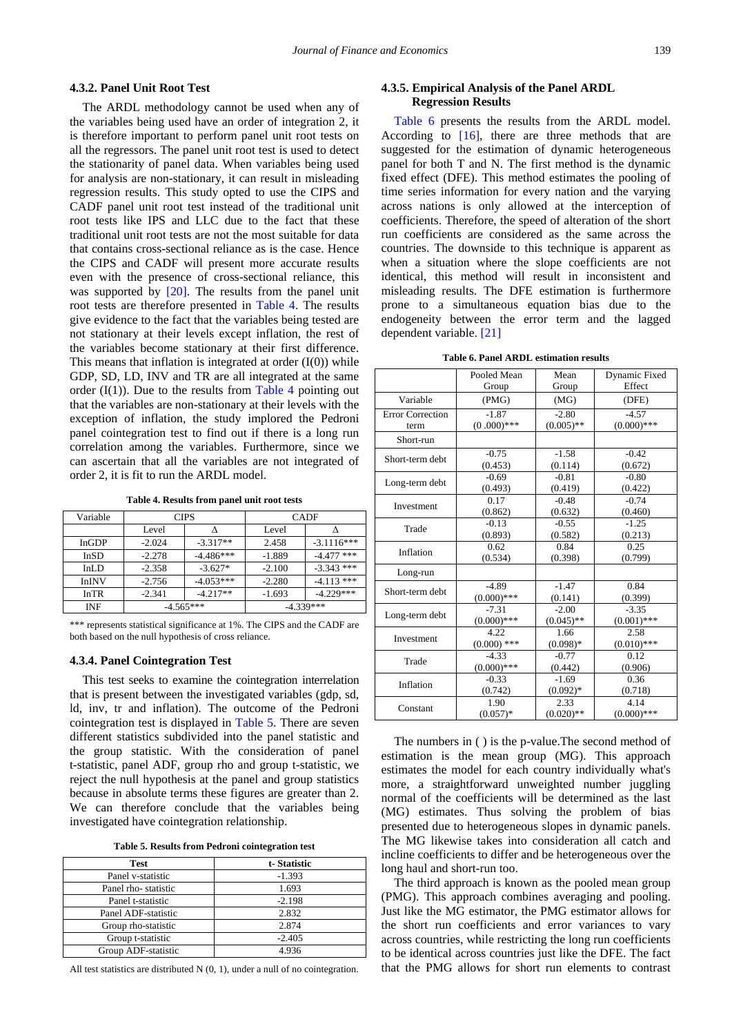### 4.3.2. Panel Unit Root Test

The ARDL methodology cannot be used when any of the variables being used have an order of integration 2, it is therefore important to perform panel unit root tests on all the regressors. The panel unit root test is used to detect the stationarity of panel data. When variables being used for analysis are non-stationary, it can result in misleading regression results. This study opted to use the CIPS and CADF panel unit root test instead of the traditional unit root tests like IPS and LLC due to the fact that these traditional unit root tests are not the most suitable for data that contains cross-sectional reliance as is the case. Hence the CIPS and CADF will present more accurate results even with the presence of cross-sectional reliance, this was supported by [20]. The results from the panel unit root tests are therefore presented in Table 4. The results give evidence to the fact that the variables being tested are not stationary at their levels except inflation, the rest of the variables become stationary at their first difference. This means that inflation is integrated at order (I(0)) while GDP, SD, LD, INV and TR are all integrated at the same order (I(1)). Due to the results from Table 4 pointing out that the variables are non-stationary at their levels with the exception of inflation, the study implored the Pedroni panel cointegration test to find out if there is a long run correlation among the variables. Furthermore, since we can ascertain that all the variables are not integrated of order 2, it is fit to run the ARDL model.

**Table 4. Results from panel unit root tests**

| Variable | CIPS | | CADF | |
|---|---|---|---|---|
| | Level | Δ | Level | Δ |
| InGDP | -2.024 | -3.317** | 2.458 | -3.1116*** |
| InSD | -2.278 | -4.486*** | -1.889 | -4.477 *** |
| InLD | -2.358 | -3.627* | -2.100 | -3.343 *** |
| InINV | -2.756 | -4.053*** | -2.280 | -4.113 *** |
| InTR | -2.341 | -4.217** | -1.693 | -4.229*** |
| INF | -4.565*** | | -4.339*** | |

*** represents statistical significance at 1%. The CIPS and the CADF are both based on the null hypothesis of cross reliance.

### 4.3.4. Panel Cointegration Test

This test seeks to examine the cointegration interrelation that is present between the investigated variables (gdp, sd, ld, inv, tr and inflation). The outcome of the Pedroni cointegration test is displayed in Table 5. There are seven different statistics subdivided into the panel statistic and the group statistic. With the consideration of panel t-statistic, panel ADF, group rho and group t-statistic, we reject the null hypothesis at the panel and group statistics because in absolute terms these figures are greater than 2. We can therefore conclude that the variables being investigated have cointegration relationship.

**Table 5. Results from Pedroni cointegration test**

| Test | t- Statistic |
|---|---|
| Panel v-statistic | -1.393 |
| Panel rho- statistic | 1.693 |
| Panel t-statistic | -2.198 |
| Panel ADF-statistic | 2.832 |
| Group rho-statistic | 2.874 |
| Group t-statistic | -2.405 |
| Group ADF-statistic | 4.936 |

All test statistics are distributed N (0, 1), under a null of no cointegration.

### 4.3.5. Empirical Analysis of the Panel ARDL Regression Results

Table 6 presents the results from the ARDL model. According to [16], there are three methods that are suggested for the estimation of dynamic heterogeneous panel for both T and N. The first method is the dynamic fixed effect (DFE). This method estimates the pooling of time series information for every nation and the varying across nations is only allowed at the interception of coefficients. Therefore, the speed of alteration of the short run coefficients are considered as the same across the countries. The downside to this technique is apparent as when a situation where the slope coefficients are not identical, this method will result in inconsistent and misleading results. The DFE estimation is furthermore prone to a simultaneous equation bias due to the endogeneity between the error term and the lagged dependent variable. [21]

**Table 6. Panel ARDL estimation results**

| | Pooled Mean Group | Mean Group | Dynamic Fixed Effect |
|---|---|---|---|
| Variable | (PMG) | (MG) | (DFE) |
| Error Correction term | -1.87<br>(0 .000)*** | -2.80<br>(0.005)** | -4.57<br>(0.000)*** |
| Short-run | | | |
| Short-term debt | -0.75<br>(0.453) | -1.58<br>(0.114) | -0.42<br>(0.672) |
| Long-term debt | -0.69<br>(0.493) | -0.81<br>(0.419) | -0.80<br>(0.422) |
| Investment | 0.17<br>(0.862) | -0.48<br>(0.632) | -0.74<br>(0.460) |
| Trade | -0.13<br>(0.893) | -0.55<br>(0.582) | -1.25<br>(0.213) |
| Inflation | 0.62<br>(0.534) | 0.84<br>(0.398) | 0.25<br>(0.799) |
| Long-run | | | |
| Short-term debt | -4.89<br>(0.000)*** | -1.47<br>(0.141) | 0.84<br>(0.399) |
| Long-term debt | -7.31<br>(0.000)*** | -2.00<br>(0.045)** | -3.35<br>(0.001)*** |
| Investment | 4.22<br>(0.000) *** | 1.66<br>(0.098)* | 2.58<br>(0.010)*** |
| Trade | -4.33<br>(0.000)*** | -0.77<br>(0.442) | 0.12<br>(0.906) |
| Inflation | -0.33<br>(0.742) | -1.69<br>(0.092)* | 0.36<br>(0.718) |
| Constant | 1.90<br>(0.057)* | 2.33<br>(0.020)** | 4.14<br>(0.000)*** |

The numbers in ( ) is the p-value.The second method of estimation is the mean group (MG). This approach estimates the model for each country individually what's more, a straightforward unweighted number juggling normal of the coefficients will be determined as the last (MG) estimates. Thus solving the problem of bias presented due to heterogeneous slopes in dynamic panels. The MG likewise takes into consideration all catch and incline coefficients to differ and be heterogeneous over the long haul and short-run too.

The third approach is known as the pooled mean group (PMG). This approach combines averaging and pooling. Just like the MG estimator, the PMG estimator allows for the short run coefficients and error variances to vary across countries, while restricting the long run coefficients to be identical across countries just like the DFE. The fact that the PMG allows for short run elements to contrast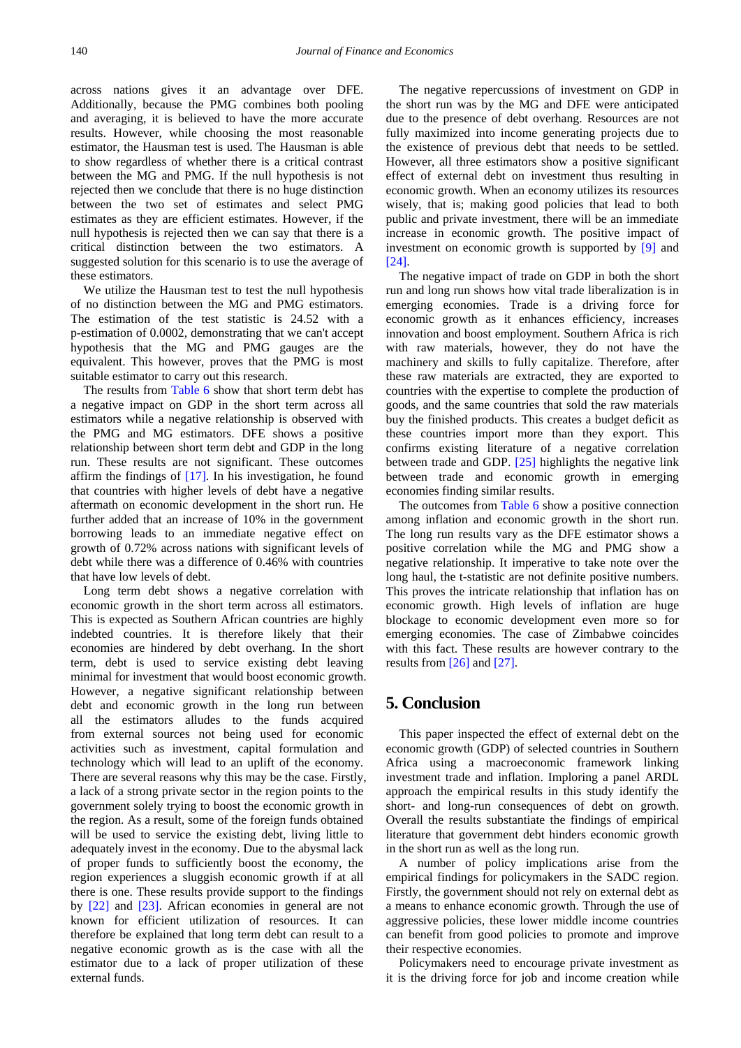across nations gives it an advantage over DFE. Additionally, because the PMG combines both pooling and averaging, it is believed to have the more accurate results. However, while choosing the most reasonable estimator, the Hausman test is used. The Hausman is able to show regardless of whether there is a critical contrast between the MG and PMG. If the null hypothesis is not rejected then we conclude that there is no huge distinction between the two set of estimates and select PMG estimates as they are efficient estimates. However, if the null hypothesis is rejected then we can say that there is a critical distinction between the two estimators. A suggested solution for this scenario is to use the average of these estimators.

We utilize the Hausman test to test the null hypothesis of no distinction between the MG and PMG estimators. The estimation of the test statistic is 24.52 with a p-estimation of 0.0002, demonstrating that we can't accept hypothesis that the MG and PMG gauges are the equivalent. This however, proves that the PMG is most suitable estimator to carry out this research.

The results from Table 6 show that short term debt has a negative impact on GDP in the short term across all estimators while a negative relationship is observed with the PMG and MG estimators. DFE shows a positive relationship between short term debt and GDP in the long run. These results are not significant. These outcomes affirm the findings of [17]. In his investigation, he found that countries with higher levels of debt have a negative aftermath on economic development in the short run. He further added that an increase of 10% in the government borrowing leads to an immediate negative effect on growth of 0.72% across nations with significant levels of debt while there was a difference of 0.46% with countries that have low levels of debt.

Long term debt shows a negative correlation with economic growth in the short term across all estimators. This is expected as Southern African countries are highly indebted countries. It is therefore likely that their economies are hindered by debt overhang. In the short term, debt is used to service existing debt leaving minimal for investment that would boost economic growth. However, a negative significant relationship between debt and economic growth in the long run between all the estimators alludes to the funds acquired from external sources not being used for economic activities such as investment, capital formulation and technology which will lead to an uplift of the economy. There are several reasons why this may be the case. Firstly, a lack of a strong private sector in the region points to the government solely trying to boost the economic growth in the region. As a result, some of the foreign funds obtained will be used to service the existing debt, living little to adequately invest in the economy. Due to the abysmal lack of proper funds to sufficiently boost the economy, the region experiences a sluggish economic growth if at all there is one. These results provide support to the findings by [22] and [23]. African economies in general are not known for efficient utilization of resources. It can therefore be explained that long term debt can result to a negative economic growth as is the case with all the estimator due to a lack of proper utilization of these external funds.

The negative repercussions of investment on GDP in the short run was by the MG and DFE were anticipated due to the presence of debt overhang. Resources are not fully maximized into income generating projects due to the existence of previous debt that needs to be settled. However, all three estimators show a positive significant effect of external debt on investment thus resulting in economic growth. When an economy utilizes its resources wisely, that is; making good policies that lead to both public and private investment, there will be an immediate increase in economic growth. The positive impact of investment on economic growth is supported by [9] and [24].

The negative impact of trade on GDP in both the short run and long run shows how vital trade liberalization is in emerging economies. Trade is a driving force for economic growth as it enhances efficiency, increases innovation and boost employment. Southern Africa is rich with raw materials, however, they do not have the machinery and skills to fully capitalize. Therefore, after these raw materials are extracted, they are exported to countries with the expertise to complete the production of goods, and the same countries that sold the raw materials buy the finished products. This creates a budget deficit as these countries import more than they export. This confirms existing literature of a negative correlation between trade and GDP. [25] highlights the negative link between trade and economic growth in emerging economies finding similar results.

The outcomes from Table 6 show a positive connection among inflation and economic growth in the short run. The long run results vary as the DFE estimator shows a positive correlation while the MG and PMG show a negative relationship. It imperative to take note over the long haul, the t-statistic are not definite positive numbers. This proves the intricate relationship that inflation has on economic growth. High levels of inflation are huge blockage to economic development even more so for emerging economies. The case of Zimbabwe coincides with this fact. These results are however contrary to the results from [26] and [27].

## 5. Conclusion

This paper inspected the effect of external debt on the economic growth (GDP) of selected countries in Southern Africa using a macroeconomic framework linking investment trade and inflation. Imploring a panel ARDL approach the empirical results in this study identify the short- and long-run consequences of debt on growth. Overall the results substantiate the findings of empirical literature that government debt hinders economic growth in the short run as well as the long run.

A number of policy implications arise from the empirical findings for policymakers in the SADC region. Firstly, the government should not rely on external debt as a means to enhance economic growth. Through the use of aggressive policies, these lower middle income countries can benefit from good policies to promote and improve their respective economies.

Policymakers need to encourage private investment as it is the driving force for job and income creation while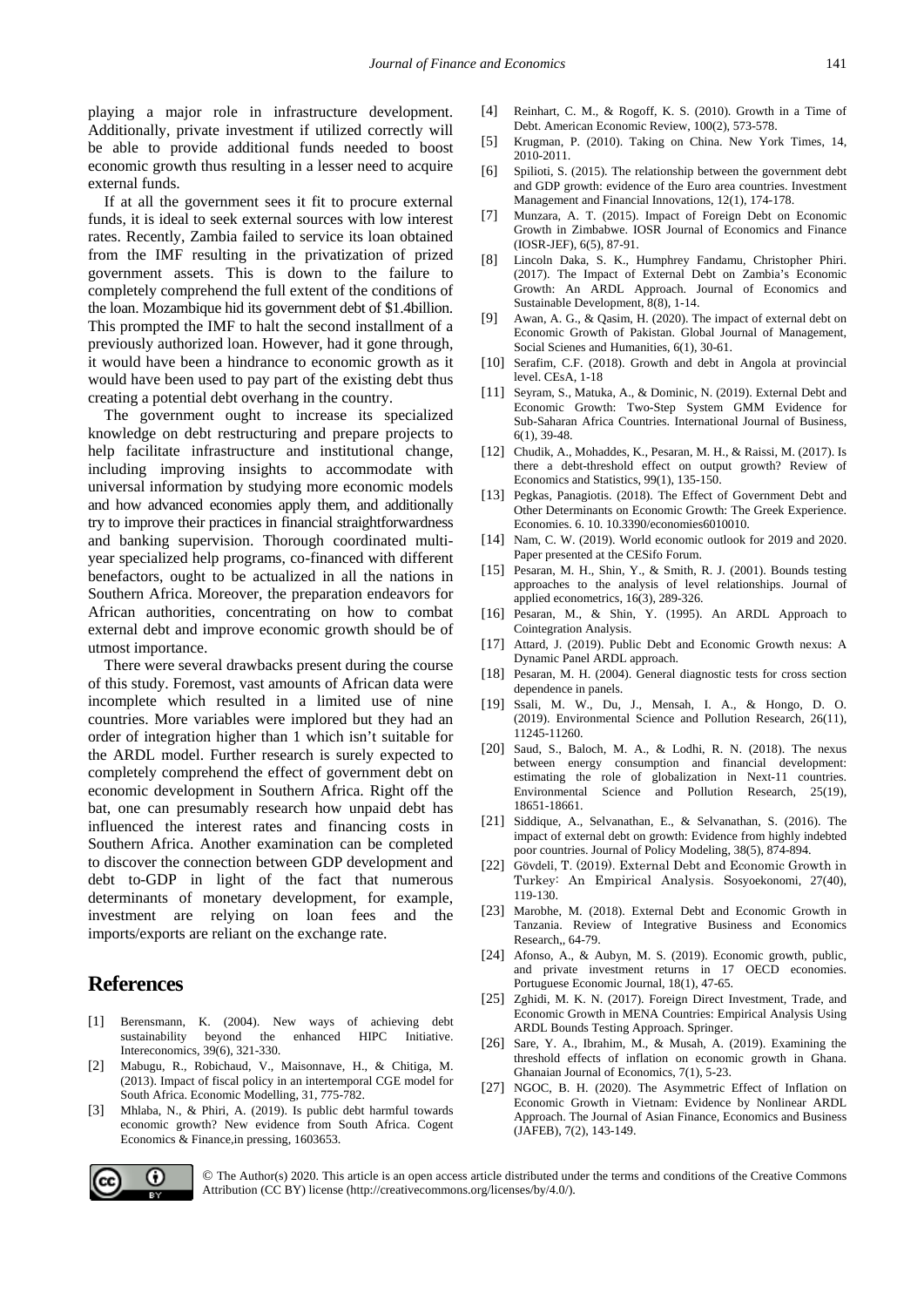playing a major role in infrastructure development. Additionally, private investment if utilized correctly will be able to provide additional funds needed to boost economic growth thus resulting in a lesser need to acquire external funds.

If at all the government sees it fit to procure external funds, it is ideal to seek external sources with low interest rates. Recently, Zambia failed to service its loan obtained from the IMF resulting in the privatization of prized government assets. This is down to the failure to completely comprehend the full extent of the conditions of the loan. Mozambique hid its government debt of $1.4billion. This prompted the IMF to halt the second installment of a previously authorized loan. However, had it gone through, it would have been a hindrance to economic growth as it would have been used to pay part of the existing debt thus creating a potential debt overhang in the country.

The government ought to increase its specialized knowledge on debt restructuring and prepare projects to help facilitate infrastructure and institutional change, including improving insights to accommodate with universal information by studying more economic models and how advanced economies apply them, and additionally try to improve their practices in financial straightforwardness and banking supervision. Thorough coordinated multi-year specialized help programs, co-financed with different benefactors, ought to be actualized in all the nations in Southern Africa. Moreover, the preparation endeavors for African authorities, concentrating on how to combat external debt and improve economic growth should be of utmost importance.

There were several drawbacks present during the course of this study. Foremost, vast amounts of African data were incomplete which resulted in a limited use of nine countries. More variables were implored but they had an order of integration higher than 1 which isn't suitable for the ARDL model. Further research is surely expected to completely comprehend the effect of government debt on economic development in Southern Africa. Right off the bat, one can presumably research how unpaid debt has influenced the interest rates and financing costs in Southern Africa. Another examination can be completed to discover the connection between GDP development and debt to-GDP in light of the fact that numerous determinants of monetary development, for example, investment are relying on loan fees and the imports/exports are reliant on the exchange rate.

# References

[1] Berensmann, K. (2004). New ways of achieving debt sustainability beyond the enhanced HIPC Initiative. Intereconomics, 39(6), 321-330.

[2] Mabugu, R., Robichaud, V., Maisonnave, H., & Chitiga, M. (2013). Impact of fiscal policy in an intertemporal CGE model for South Africa. Economic Modelling, 31, 775-782.

[3] Mhlaba, N., & Phiri, A. (2019). Is public debt harmful towards economic growth? New evidence from South Africa. Cogent Economics & Finance,in pressing, 1603653.

[4] Reinhart, C. M., & Rogoff, K. S. (2010). Growth in a Time of Debt. American Economic Review, 100(2), 573-578.

[5] Krugman, P. (2010). Taking on China. New York Times, 14, 2010-2011.

[6] Spilioti, S. (2015). The relationship between the government debt and GDP growth: evidence of the Euro area countries. Investment Management and Financial Innovations, 12(1), 174-178.

[7] Munzara, A. T. (2015). Impact of Foreign Debt on Economic Growth in Zimbabwe. IOSR Journal of Economics and Finance (IOSR-JEF), 6(5), 87-91.

[8] Lincoln Daka, S. K., Humphrey Fandamu, Christopher Phiri. (2017). The Impact of External Debt on Zambia's Economic Growth: An ARDL Approach. Journal of Economics and Sustainable Development, 8(8), 1-14.

[9] Awan, A. G., & Qasim, H. (2020). The impact of external debt on Economic Growth of Pakistan. Global Journal of Management, Social Scienes and Humanities, 6(1), 30-61.

[10] Serafim, C.F. (2018). Growth and debt in Angola at provincial level. CEsA, 1-18

[11] Seyram, S., Matuka, A., & Dominic, N. (2019). External Debt and Economic Growth: Two-Step System GMM Evidence for Sub-Saharan Africa Countries. International Journal of Business, 6(1), 39-48.

[12] Chudik, A., Mohaddes, K., Pesaran, M. H., & Raissi, M. (2017). Is there a debt-threshold effect on output growth? Review of Economics and Statistics, 99(1), 135-150.

[13] Pegkas, Panagiotis. (2018). The Effect of Government Debt and Other Determinants on Economic Growth: The Greek Experience. Economies. 6. 10. 10.3390/economies6010010.

[14] Nam, C. W. (2019). World economic outlook for 2019 and 2020. Paper presented at the CESifo Forum.

[15] Pesaran, M. H., Shin, Y., & Smith, R. J. (2001). Bounds testing approaches to the analysis of level relationships. Journal of applied econometrics, 16(3), 289-326.

[16] Pesaran, M., & Shin, Y. (1995). An ARDL Approach to Cointegration Analysis.

[17] Attard, J. (2019). Public Debt and Economic Growth nexus: A Dynamic Panel ARDL approach.

[18] Pesaran, M. H. (2004). General diagnostic tests for cross section dependence in panels.

[19] Ssali, M. W., Du, J., Mensah, I. A., & Hongo, D. O. (2019). Environmental Science and Pollution Research, 26(11), 11245-11260.

[20] Saud, S., Baloch, M. A., & Lodhi, R. N. (2018). The nexus between energy consumption and financial development: estimating the role of globalization in Next-11 countries. Environmental Science and Pollution Research, 25(19), 18651-18661.

[21] Siddique, A., Selvanathan, E., & Selvanathan, S. (2016). The impact of external debt on growth: Evidence from highly indebted poor countries. Journal of Policy Modeling, 38(5), 874-894.

[22] Gövdeli, T. (2019). External Debt and Economic Growth in Turkey: An Empirical Analysis. Sosyoekonomi, 27(40), 119-130.

[23] Marobhe, M. (2018). External Debt and Economic Growth in Tanzania. Review of Integrative Business and Economics Research,, 64-79.

[24] Afonso, A., & Aubyn, M. S. (2019). Economic growth, public, and private investment returns in 17 OECD economies. Portuguese Economic Journal, 18(1), 47-65.

[25] Zghidi, M. K. N. (2017). Foreign Direct Investment, Trade, and Economic Growth in MENA Countries: Empirical Analysis Using ARDL Bounds Testing Approach. Springer.

[26] Sare, Y. A., Ibrahim, M., & Musah, A. (2019). Examining the threshold effects of inflation on economic growth in Ghana. Ghanaian Journal of Economics, 7(1), 5-23.

[27] NGOC, B. H. (2020). The Asymmetric Effect of Inflation on Economic Growth in Vietnam: Evidence by Nonlinear ARDL Approach. The Journal of Asian Finance, Economics and Business (JAFEB), 7(2), 143-149.

© The Author(s) 2020. This article is an open access article distributed under the terms and conditions of the Creative Commons Attribution (CC BY) license (http://creativecommons.org/licenses/by/4.0/).